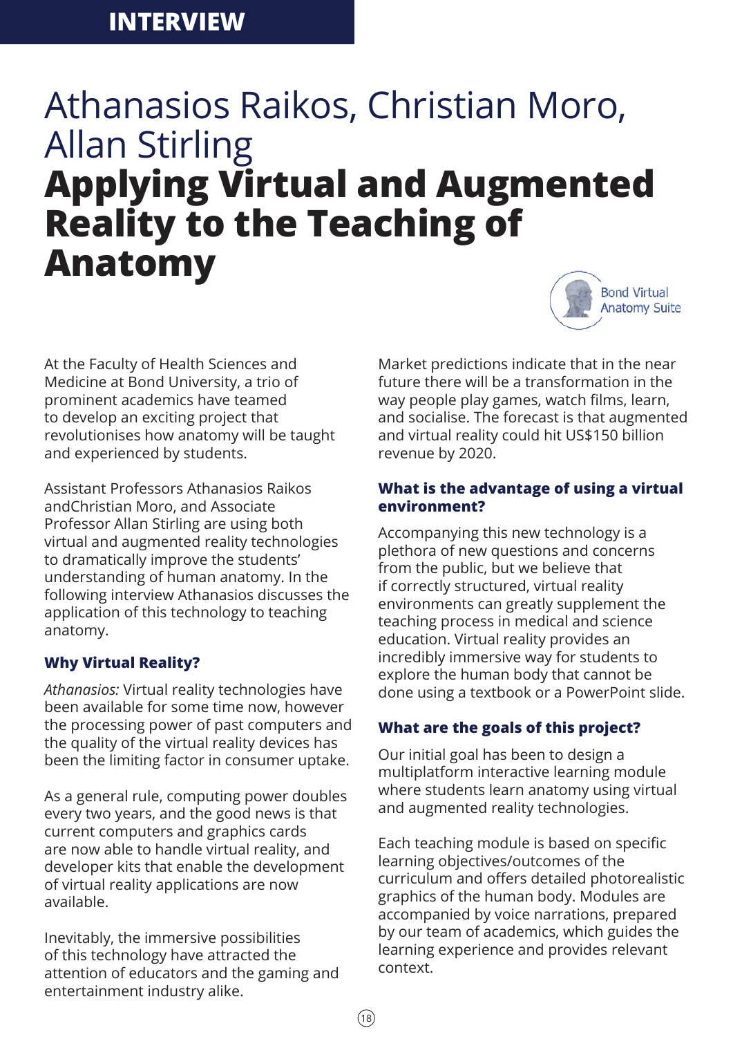INTERVIEW

# Athanasios Raikos, Christian Moro, Allan Stirling
# **Applying Virtual and Augmented Reality to the Teaching of Anatomy**

Bond Virtual Anatomy Suite

At the Faculty of Health Sciences and Medicine at Bond University, a trio of prominent academics have teamed to develop an exciting project that revolutionises how anatomy will be taught and experienced by students.

Assistant Professors Athanasios Raikos andChristian Moro, and Associate Professor Allan Stirling are using both virtual and augmented reality technologies to dramatically improve the students' understanding of human anatomy. In the following interview Athanasios discusses the application of this technology to teaching anatomy.

### Why Virtual Reality?

*Athanasios:* Virtual reality technologies have been available for some time now, however the processing power of past computers and the quality of the virtual reality devices has been the limiting factor in consumer uptake.

As a general rule, computing power doubles every two years, and the good news is that current computers and graphics cards are now able to handle virtual reality, and developer kits that enable the development of virtual reality applications are now available.

Inevitably, the immersive possibilities of this technology have attracted the attention of educators and the gaming and entertainment industry alike.

Market predictions indicate that in the near future there will be a transformation in the way people play games, watch films, learn, and socialise. The forecast is that augmented and virtual reality could hit US$150 billion revenue by 2020.

### What is the advantage of using a virtual environment?

Accompanying this new technology is a plethora of new questions and concerns from the public, but we believe that if correctly structured, virtual reality environments can greatly supplement the teaching process in medical and science education. Virtual reality provides an incredibly immersive way for students to explore the human body that cannot be done using a textbook or a PowerPoint slide.

### What are the goals of this project?

Our initial goal has been to design a multiplatform interactive learning module where students learn anatomy using virtual and augmented reality technologies.

Each teaching module is based on specific learning objectives/outcomes of the curriculum and offers detailed photorealistic graphics of the human body. Modules are accompanied by voice narrations, prepared by our team of academics, which guides the learning experience and provides relevant context.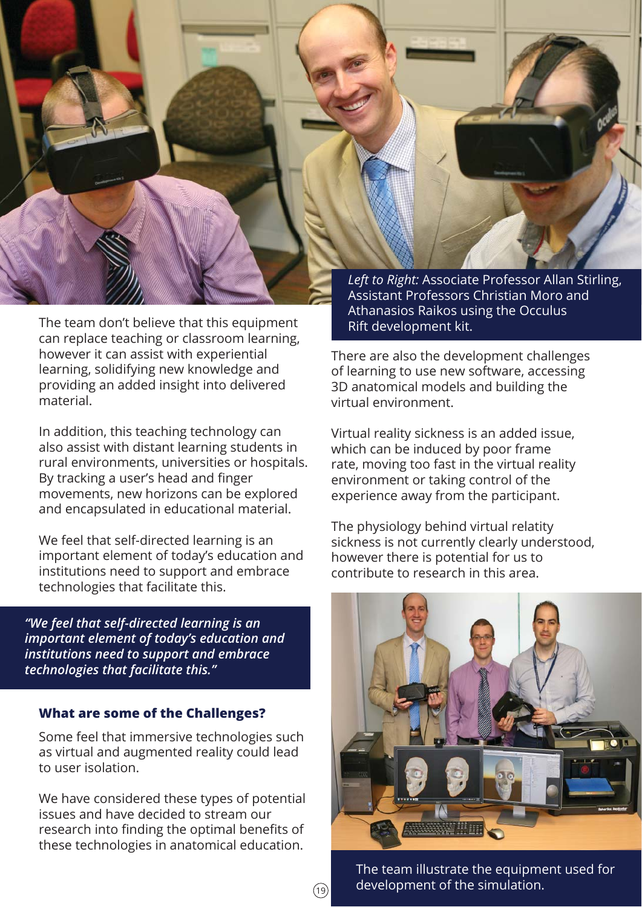*Left to Right:* Associate Professor Allan Stirling, Assistant Professors Christian Moro and Athanasios Raikos using the Occulus Rift development kit.

The team don't believe that this equipment can replace teaching or classroom learning, however it can assist with experiential learning, solidifying new knowledge and providing an added insight into delivered material.

In addition, this teaching technology can also assist with distant learning students in rural environments, universities or hospitals. By tracking a user's head and finger movements, new horizons can be explored and encapsulated in educational material.

We feel that self-directed learning is an important element of today's education and institutions need to support and embrace technologies that facilitate this.

> ***"We feel that self-directed learning is an important element of today's education and institutions need to support and embrace technologies that facilitate this."***

### What are some of the Challenges?

Some feel that immersive technologies such as virtual and augmented reality could lead to user isolation.

We have considered these types of potential issues and have decided to stream our research into finding the optimal benefits of these technologies in anatomical education.

There are also the development challenges of learning to use new software, accessing 3D anatomical models and building the virtual environment.

Virtual reality sickness is an added issue, which can be induced by poor frame rate, moving too fast in the virtual reality environment or taking control of the experience away from the participant.

The physiology behind virtual relatity sickness is not currently clearly understood, however there is potential for us to contribute to research in this area.

The team illustrate the equipment used for development of the simulation.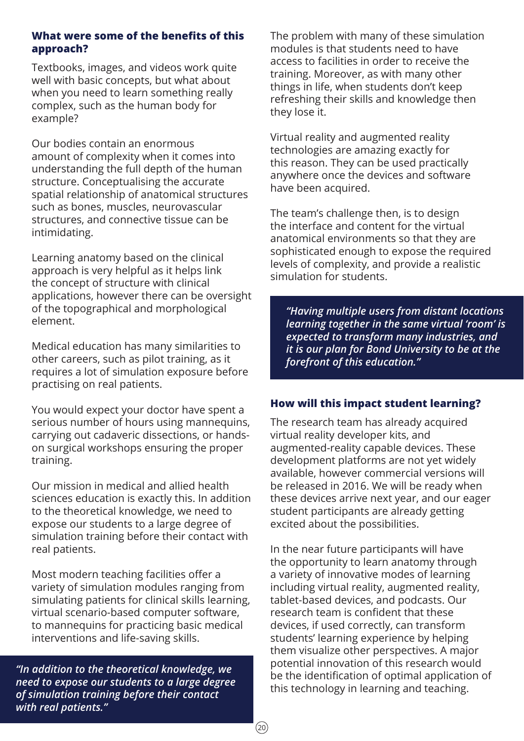### What were some of the benefits of this approach?

Textbooks, images, and videos work quite well with basic concepts, but what about when you need to learn something really complex, such as the human body for example?

Our bodies contain an enormous amount of complexity when it comes into understanding the full depth of the human structure. Conceptualising the accurate spatial relationship of anatomical structures such as bones, muscles, neurovascular structures, and connective tissue can be intimidating.

Learning anatomy based on the clinical approach is very helpful as it helps link the concept of structure with clinical applications, however there can be oversight of the topographical and morphological element.

Medical education has many similarities to other careers, such as pilot training, as it requires a lot of simulation exposure before practising on real patients.

You would expect your doctor have spent a serious number of hours using mannequins, carrying out cadaveric dissections, or hands-on surgical workshops ensuring the proper training.

Our mission in medical and allied health sciences education is exactly this. In addition to the theoretical knowledge, we need to expose our students to a large degree of simulation training before their contact with real patients.

Most modern teaching facilities offer a variety of simulation modules ranging from simulating patients for clinical skills learning, virtual scenario-based computer software, to mannequins for practicing basic medical interventions and life-saving skills.

> ***"In addition to the theoretical knowledge, we need to expose our students to a large degree of simulation training before their contact with real patients."***

The problem with many of these simulation modules is that students need to have access to facilities in order to receive the training. Moreover, as with many other things in life, when students don't keep refreshing their skills and knowledge then they lose it.

Virtual reality and augmented reality technologies are amazing exactly for this reason. They can be used practically anywhere once the devices and software have been acquired.

The team's challenge then, is to design the interface and content for the virtual anatomical environments so that they are sophisticated enough to expose the required levels of complexity, and provide a realistic simulation for students.

> ***"Having multiple users from distant locations learning together in the same virtual 'room' is expected to transform many industries, and it is our plan for Bond University to be at the forefront of this education."***

### How will this impact student learning?

The research team has already acquired virtual reality developer kits, and augmented-reality capable devices. These development platforms are not yet widely available, however commercial versions will be released in 2016. We will be ready when these devices arrive next year, and our eager student participants are already getting excited about the possibilities.

In the near future participants will have the opportunity to learn anatomy through a variety of innovative modes of learning including virtual reality, augmented reality, tablet-based devices, and podcasts. Our research team is confident that these devices, if used correctly, can transform students' learning experience by helping them visualize other perspectives. A major potential innovation of this research would be the identification of optimal application of this technology in learning and teaching.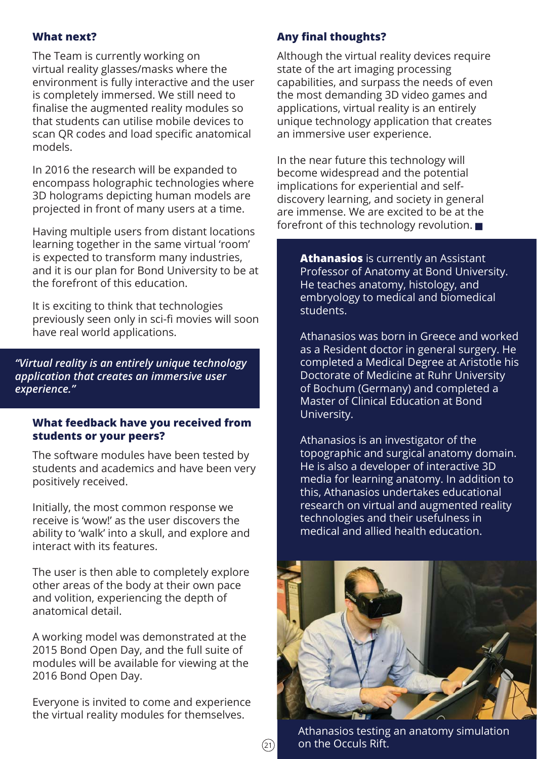## What next?

The Team is currently working on virtual reality glasses/masks where the environment is fully interactive and the user is completely immersed. We still need to finalise the augmented reality modules so that students can utilise mobile devices to scan QR codes and load specific anatomical models.

In 2016 the research will be expanded to encompass holographic technologies where 3D holograms depicting human models are projected in front of many users at a time.

Having multiple users from distant locations learning together in the same virtual 'room' is expected to transform many industries, and it is our plan for Bond University to be at the forefront of this education.

It is exciting to think that technologies previously seen only in sci-fi movies will soon have real world applications.

> ***"Virtual reality is an entirely unique technology application that creates an immersive user experience."***

## What feedback have you received from students or your peers?

The software modules have been tested by students and academics and have been very positively received.

Initially, the most common response we receive is 'wow!' as the user discovers the ability to 'walk' into a skull, and explore and interact with its features.

The user is then able to completely explore other areas of the body at their own pace and volition, experiencing the depth of anatomical detail.

A working model was demonstrated at the 2015 Bond Open Day, and the full suite of modules will be available for viewing at the 2016 Bond Open Day.

Everyone is invited to come and experience the virtual reality modules for themselves.

## Any final thoughts?

Although the virtual reality devices require state of the art imaging processing capabilities, and surpass the needs of even the most demanding 3D video games and applications, virtual reality is an entirely unique technology application that creates an immersive user experience.

In the near future this technology will become widespread and the potential implications for experiential and self-discovery learning, and society in general are immense. We are excited to be at the forefront of this technology revolution. ■

**Athanasios** is currently an Assistant Professor of Anatomy at Bond University. He teaches anatomy, histology, and embryology to medical and biomedical students.

Athanasios was born in Greece and worked as a Resident doctor in general surgery. He completed a Medical Degree at Aristotle his Doctorate of Medicine at Ruhr University of Bochum (Germany) and completed a Master of Clinical Education at Bond University.

Athanasios is an investigator of the topographic and surgical anatomy domain. He is also a developer of interactive 3D media for learning anatomy. In addition to this, Athanasios undertakes educational research on virtual and augmented reality technologies and their usefulness in medical and allied health education.

Athanasios testing an anatomy simulation on the Occuls Rift.